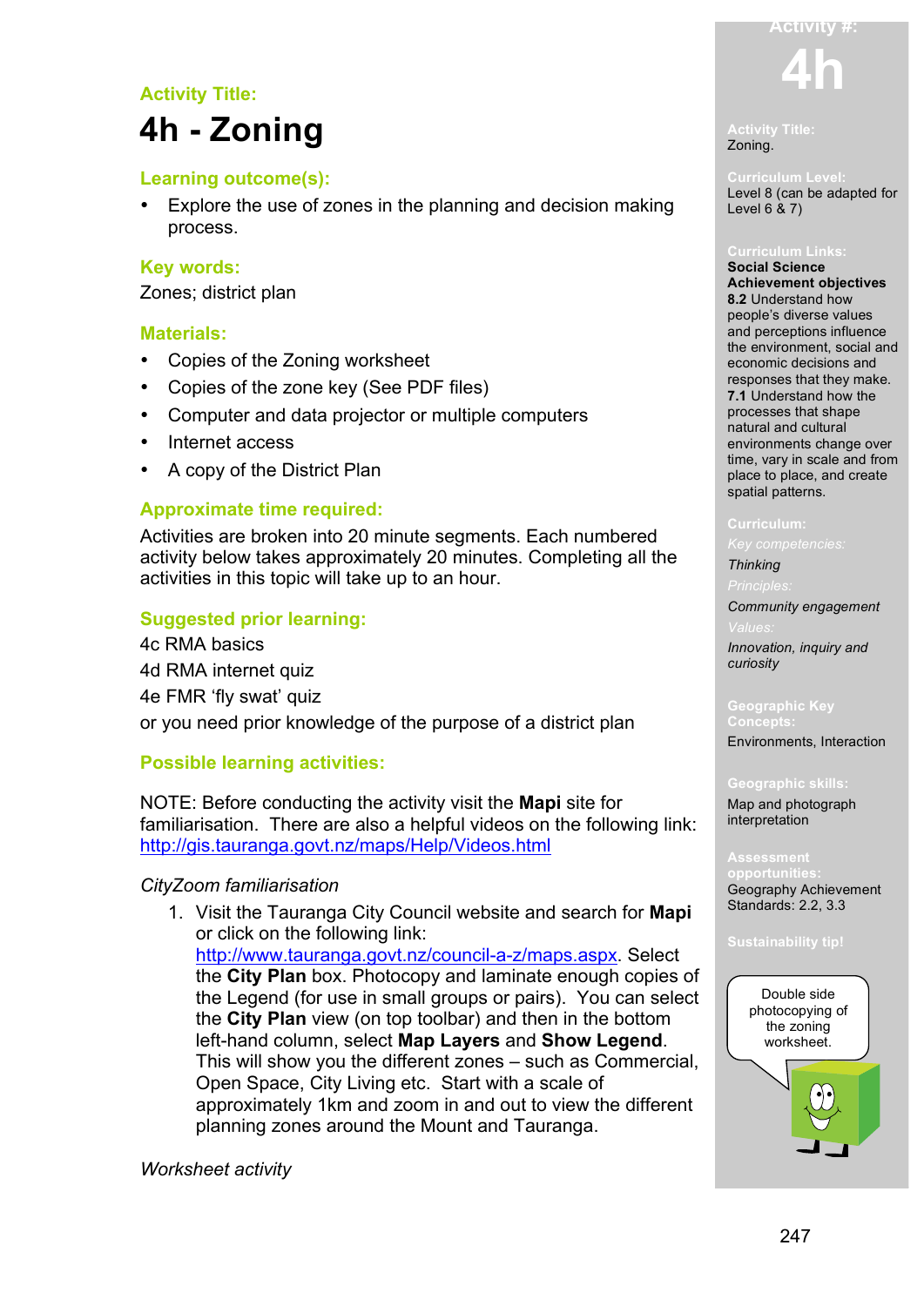**Activity Title:**

# 4h - Zoning

## Learning outcome(s):

- Explore the use of zones in the planning and decision making process.

## Key words:

Zones; district plan

## Materials:

- Copies of the Zoning worksheet
- Copies of the zone key (See PDF files)
- Computer and data projector or multiple computers
- Internet access
- A copy of the District Plan

## Approximate time required:

Activities are broken into 20 minute segments. Each numbered activity below takes approximately 20 minutes. Completing all the activities in this topic will take up to an hour.

## Suggested prior learning:

4c RMA basics

4d RMA internet quiz

4e FMR 'fly swat' quiz

or you need prior knowledge of the purpose of a district plan

## Possible learning activities:

NOTE: Before conducting the activity visit the **Mapi** site for familiarisation. There are also a helpful videos on the following link: http://gis.tauranga.govt.nz/maps/Help/Videos.html

*CityZoom familiarisation*

1. Visit the Tauranga City Council website and search for **Mapi** or click on the following link: http://www.tauranga.govt.nz/council-a-z/maps.aspx. Select the **City Plan** box. Photocopy and laminate enough copies of the Legend (for use in small groups or pairs). You can select the **City Plan** view (on top toolbar) and then in the bottom left-hand column, select **Map Layers** and **Show Legend**. This will show you the different zones – such as Commercial, Open Space, City Living etc. Start with a scale of approximately 1km and zoom in and out to view the different planning zones around the Mount and Tauranga.

*Worksheet activity*

---

**Activity #:** 4h

**Activity Title:** Zoning.

**Curriculum Level:** Level 8 (can be adapted for Level 6 & 7)

**Curriculum Links:**
**Social Science Achievement objectives**
**8.2** Understand how people's diverse values and perceptions influence the environment, social and economic decisions and responses that they make.
**7.1** Understand how the processes that shape natural and cultural environments change over time, vary in scale and from place to place, and create spatial patterns.

**Curriculum:**
*Key competencies:* *Thinking*
*Principles:* *Community engagement*
*Values:* *Innovation, inquiry and curiosity*

**Geographic Key Concepts:** Environments, Interaction

**Geographic skills:** Map and photograph interpretation

**Assessment opportunities:** Geography Achievement Standards: 2.2, 3.3

**Sustainability tip!**
Double side photocopying of the zoning worksheet.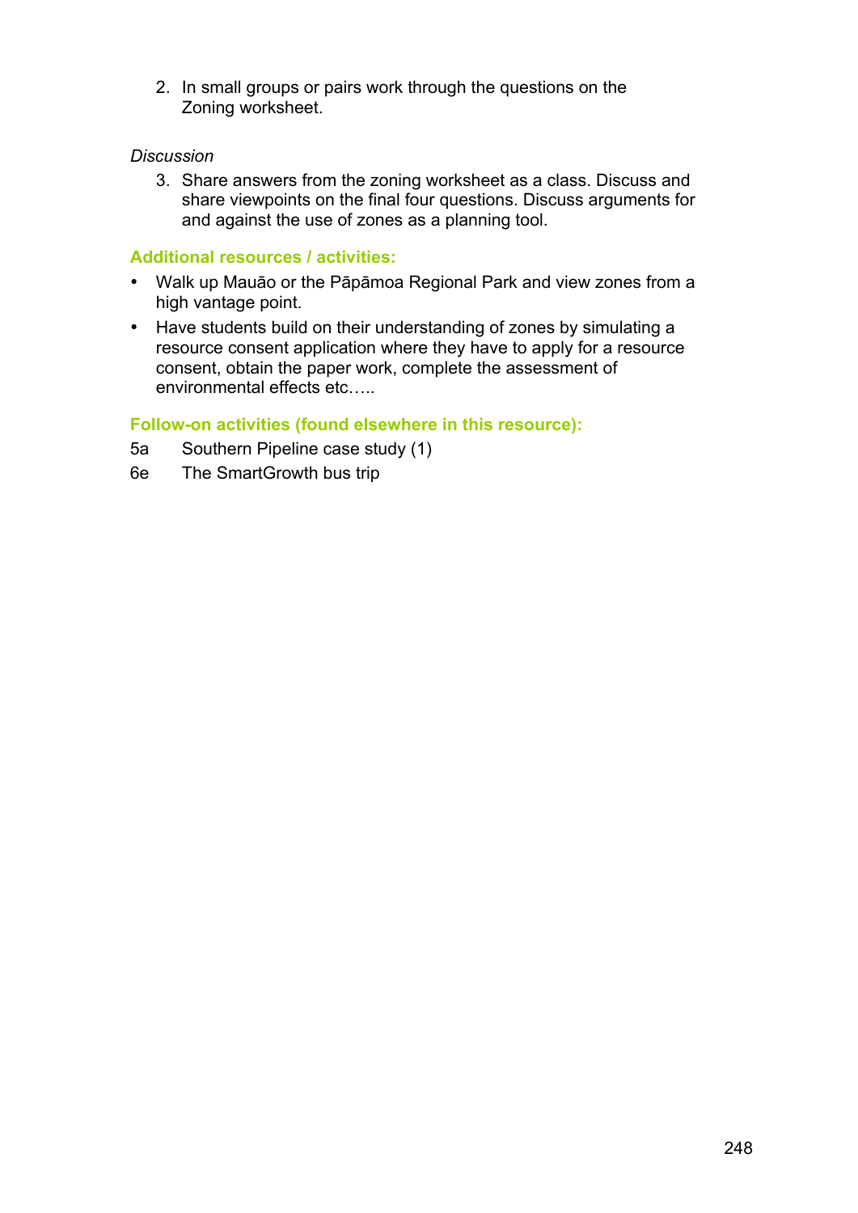2. In small groups or pairs work through the questions on the Zoning worksheet.

*Discussion*

3. Share answers from the zoning worksheet as a class. Discuss and share viewpoints on the final four questions. Discuss arguments for and against the use of zones as a planning tool.

**Additional resources / activities:**

- Walk up Mauāo or the Pāpāmoa Regional Park and view zones from a high vantage point.
- Have students build on their understanding of zones by simulating a resource consent application where they have to apply for a resource consent, obtain the paper work, complete the assessment of environmental effects etc…..

**Follow-on activities (found elsewhere in this resource):**

5a Southern Pipeline case study (1)

6e The SmartGrowth bus trip